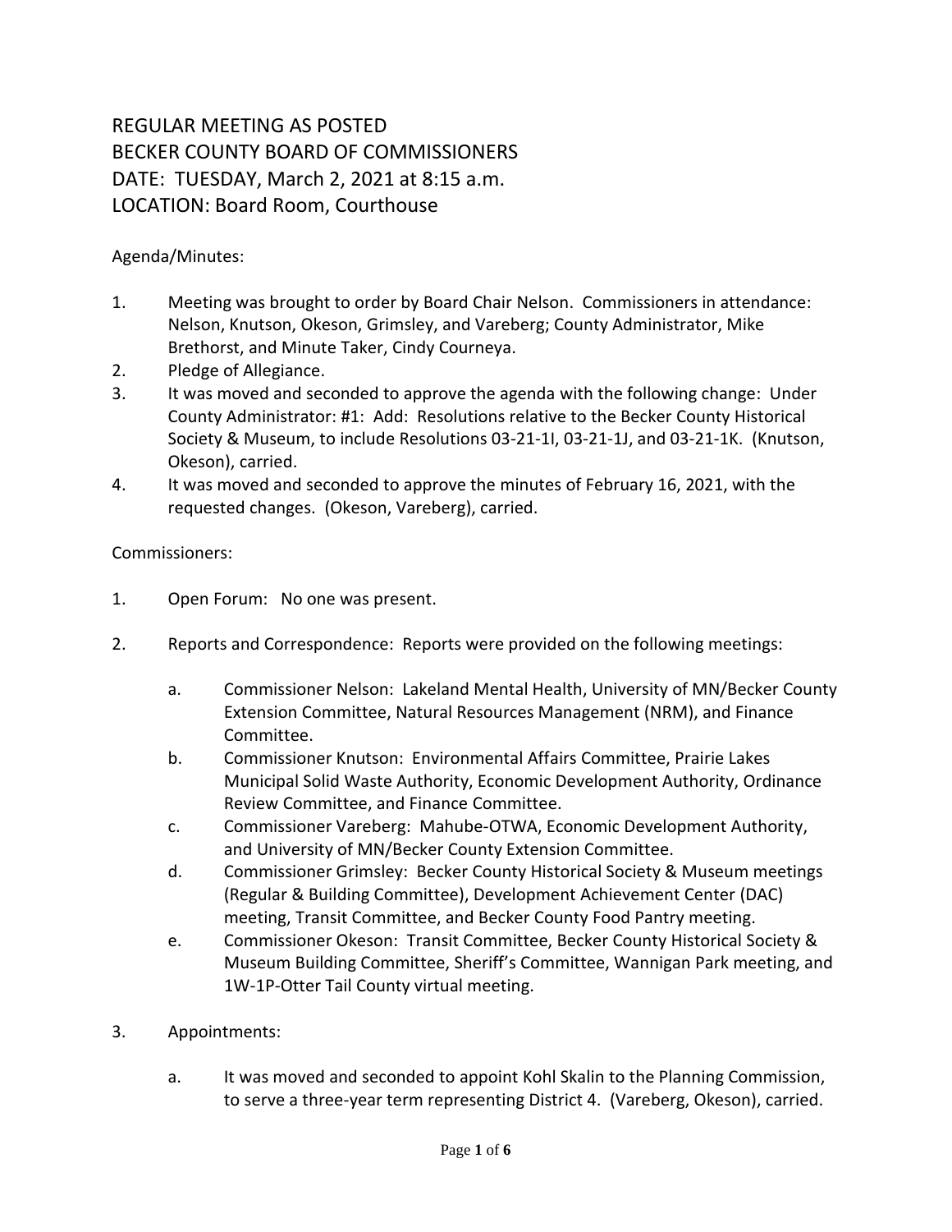# REGULAR MEETING AS POSTED
# BECKER COUNTY BOARD OF COMMISSIONERS
# DATE: TUESDAY, March 2, 2021 at 8:15 a.m.
# LOCATION: Board Room, Courthouse

Agenda/Minutes:

1. Meeting was brought to order by Board Chair Nelson. Commissioners in attendance: Nelson, Knutson, Okeson, Grimsley, and Vareberg; County Administrator, Mike Brethorst, and Minute Taker, Cindy Courneya.
2. Pledge of Allegiance.
3. It was moved and seconded to approve the agenda with the following change: Under County Administrator: #1: Add: Resolutions relative to the Becker County Historical Society & Museum, to include Resolutions 03-21-1I, 03-21-1J, and 03-21-1K. (Knutson, Okeson), carried.
4. It was moved and seconded to approve the minutes of February 16, 2021, with the requested changes. (Okeson, Vareberg), carried.

Commissioners:

1. Open Forum: No one was present.

2. Reports and Correspondence: Reports were provided on the following meetings:

    a. Commissioner Nelson: Lakeland Mental Health, University of MN/Becker County Extension Committee, Natural Resources Management (NRM), and Finance Committee.

    b. Commissioner Knutson: Environmental Affairs Committee, Prairie Lakes Municipal Solid Waste Authority, Economic Development Authority, Ordinance Review Committee, and Finance Committee.

    c. Commissioner Vareberg: Mahube-OTWA, Economic Development Authority, and University of MN/Becker County Extension Committee.

    d. Commissioner Grimsley: Becker County Historical Society & Museum meetings (Regular & Building Committee), Development Achievement Center (DAC) meeting, Transit Committee, and Becker County Food Pantry meeting.

    e. Commissioner Okeson: Transit Committee, Becker County Historical Society & Museum Building Committee, Sheriff's Committee, Wannigan Park meeting, and 1W-1P-Otter Tail County virtual meeting.

3. Appointments:

    a. It was moved and seconded to appoint Kohl Skalin to the Planning Commission, to serve a three-year term representing District 4. (Vareberg, Okeson), carried.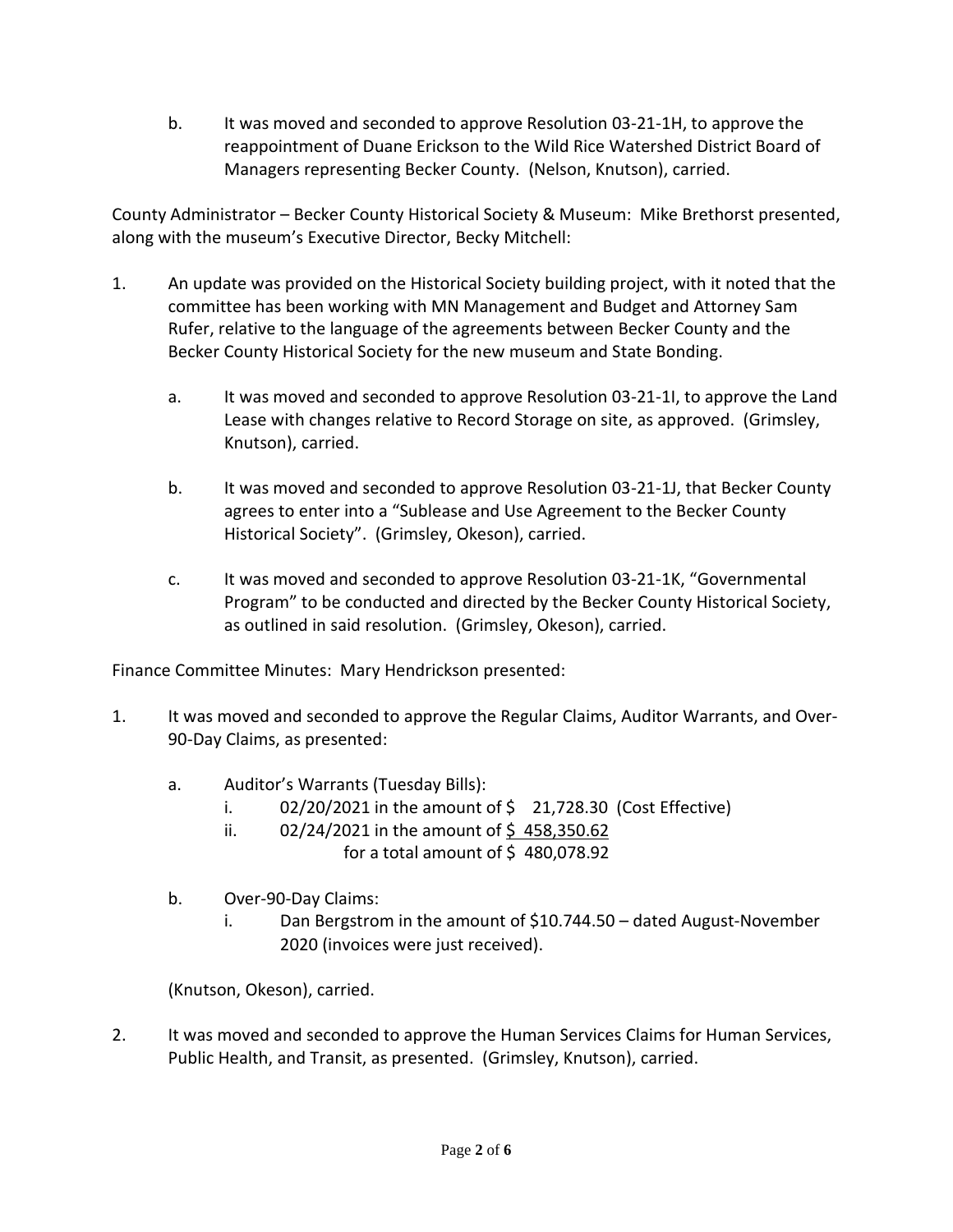b. It was moved and seconded to approve Resolution 03-21-1H, to approve the reappointment of Duane Erickson to the Wild Rice Watershed District Board of Managers representing Becker County. (Nelson, Knutson), carried.

County Administrator – Becker County Historical Society & Museum: Mike Brethorst presented, along with the museum's Executive Director, Becky Mitchell:

1. An update was provided on the Historical Society building project, with it noted that the committee has been working with MN Management and Budget and Attorney Sam Rufer, relative to the language of the agreements between Becker County and the Becker County Historical Society for the new museum and State Bonding.

   a. It was moved and seconded to approve Resolution 03-21-1I, to approve the Land Lease with changes relative to Record Storage on site, as approved. (Grimsley, Knutson), carried.

   b. It was moved and seconded to approve Resolution 03-21-1J, that Becker County agrees to enter into a "Sublease and Use Agreement to the Becker County Historical Society". (Grimsley, Okeson), carried.

   c. It was moved and seconded to approve Resolution 03-21-1K, "Governmental Program" to be conducted and directed by the Becker County Historical Society, as outlined in said resolution. (Grimsley, Okeson), carried.

Finance Committee Minutes: Mary Hendrickson presented:

1. It was moved and seconded to approve the Regular Claims, Auditor Warrants, and Over-90-Day Claims, as presented:

   a. Auditor's Warrants (Tuesday Bills):
      i. 02/20/2021 in the amount of $ 21,728.30 (Cost Effective)
      ii. 02/24/2021 in the amount of <u>$ 458,350.62</u>
      for a total amount of $ 480,078.92

   b. Over-90-Day Claims:
      i. Dan Bergstrom in the amount of $10.744.50 – dated August-November 2020 (invoices were just received).

   (Knutson, Okeson), carried.

2. It was moved and seconded to approve the Human Services Claims for Human Services, Public Health, and Transit, as presented. (Grimsley, Knutson), carried.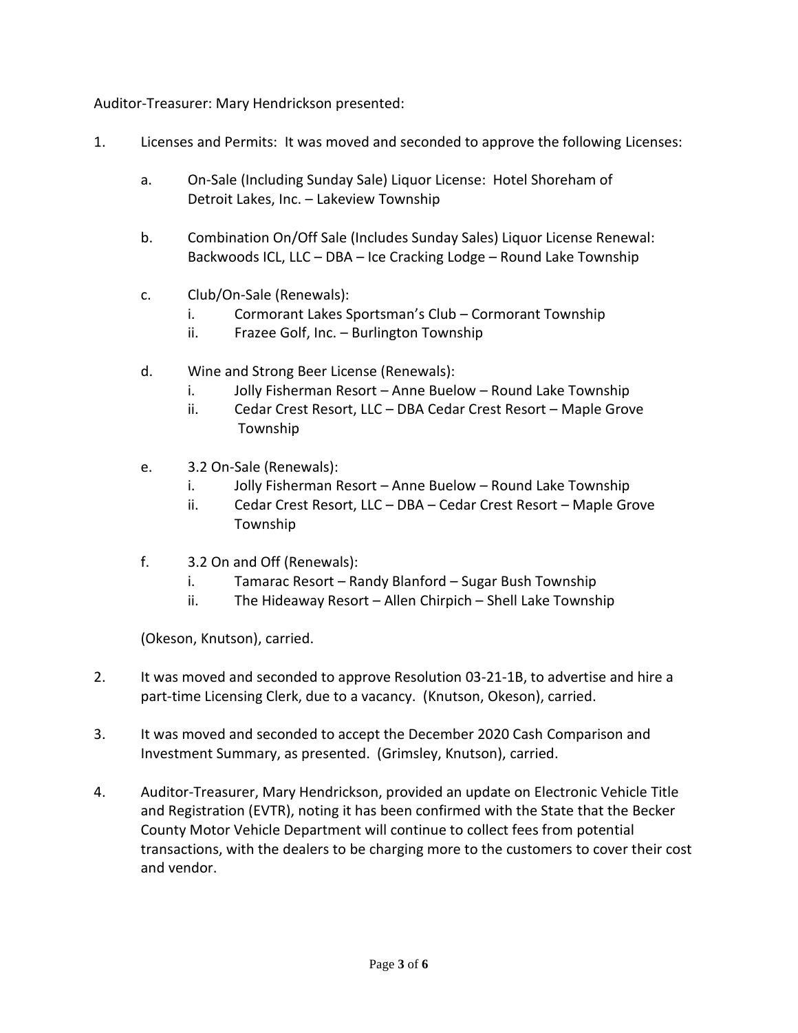Auditor-Treasurer: Mary Hendrickson presented:

1. Licenses and Permits: It was moved and seconded to approve the following Licenses:

   a. On-Sale (Including Sunday Sale) Liquor License: Hotel Shoreham of Detroit Lakes, Inc. – Lakeview Township

   b. Combination On/Off Sale (Includes Sunday Sales) Liquor License Renewal: Backwoods ICL, LLC – DBA – Ice Cracking Lodge – Round Lake Township

   c. Club/On-Sale (Renewals):
      i. Cormorant Lakes Sportsman's Club – Cormorant Township
      ii. Frazee Golf, Inc. – Burlington Township

   d. Wine and Strong Beer License (Renewals):
      i. Jolly Fisherman Resort – Anne Buelow – Round Lake Township
      ii. Cedar Crest Resort, LLC – DBA Cedar Crest Resort – Maple Grove Township

   e. 3.2 On-Sale (Renewals):
      i. Jolly Fisherman Resort – Anne Buelow – Round Lake Township
      ii. Cedar Crest Resort, LLC – DBA – Cedar Crest Resort – Maple Grove Township

   f. 3.2 On and Off (Renewals):
      i. Tamarac Resort – Randy Blanford – Sugar Bush Township
      ii. The Hideaway Resort – Allen Chirpich – Shell Lake Township

   (Okeson, Knutson), carried.

2. It was moved and seconded to approve Resolution 03-21-1B, to advertise and hire a part-time Licensing Clerk, due to a vacancy. (Knutson, Okeson), carried.

3. It was moved and seconded to accept the December 2020 Cash Comparison and Investment Summary, as presented. (Grimsley, Knutson), carried.

4. Auditor-Treasurer, Mary Hendrickson, provided an update on Electronic Vehicle Title and Registration (EVTR), noting it has been confirmed with the State that the Becker County Motor Vehicle Department will continue to collect fees from potential transactions, with the dealers to be charging more to the customers to cover their cost and vendor.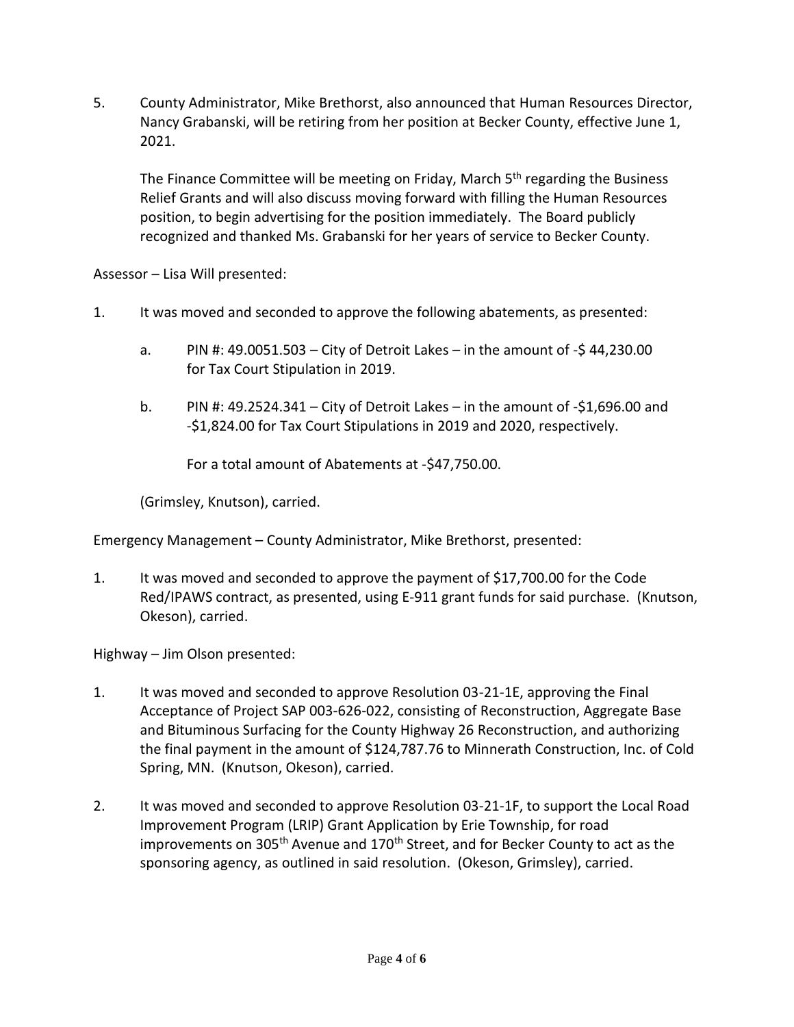5. County Administrator, Mike Brethorst, also announced that Human Resources Director, Nancy Grabanski, will be retiring from her position at Becker County, effective June 1, 2021.

   The Finance Committee will be meeting on Friday, March 5th regarding the Business Relief Grants and will also discuss moving forward with filling the Human Resources position, to begin advertising for the position immediately. The Board publicly recognized and thanked Ms. Grabanski for her years of service to Becker County.

Assessor – Lisa Will presented:

1. It was moved and seconded to approve the following abatements, as presented:

   a. PIN #: 49.0051.503 – City of Detroit Lakes – in the amount of -$ 44,230.00 for Tax Court Stipulation in 2019.

   b. PIN #: 49.2524.341 – City of Detroit Lakes – in the amount of -$1,696.00 and -$1,824.00 for Tax Court Stipulations in 2019 and 2020, respectively.

      For a total amount of Abatements at -$47,750.00.

   (Grimsley, Knutson), carried.

Emergency Management – County Administrator, Mike Brethorst, presented:

1. It was moved and seconded to approve the payment of $17,700.00 for the Code Red/IPAWS contract, as presented, using E-911 grant funds for said purchase. (Knutson, Okeson), carried.

Highway – Jim Olson presented:

1. It was moved and seconded to approve Resolution 03-21-1E, approving the Final Acceptance of Project SAP 003-626-022, consisting of Reconstruction, Aggregate Base and Bituminous Surfacing for the County Highway 26 Reconstruction, and authorizing the final payment in the amount of $124,787.76 to Minnerath Construction, Inc. of Cold Spring, MN. (Knutson, Okeson), carried.

2. It was moved and seconded to approve Resolution 03-21-1F, to support the Local Road Improvement Program (LRIP) Grant Application by Erie Township, for road improvements on 305th Avenue and 170th Street, and for Becker County to act as the sponsoring agency, as outlined in said resolution. (Okeson, Grimsley), carried.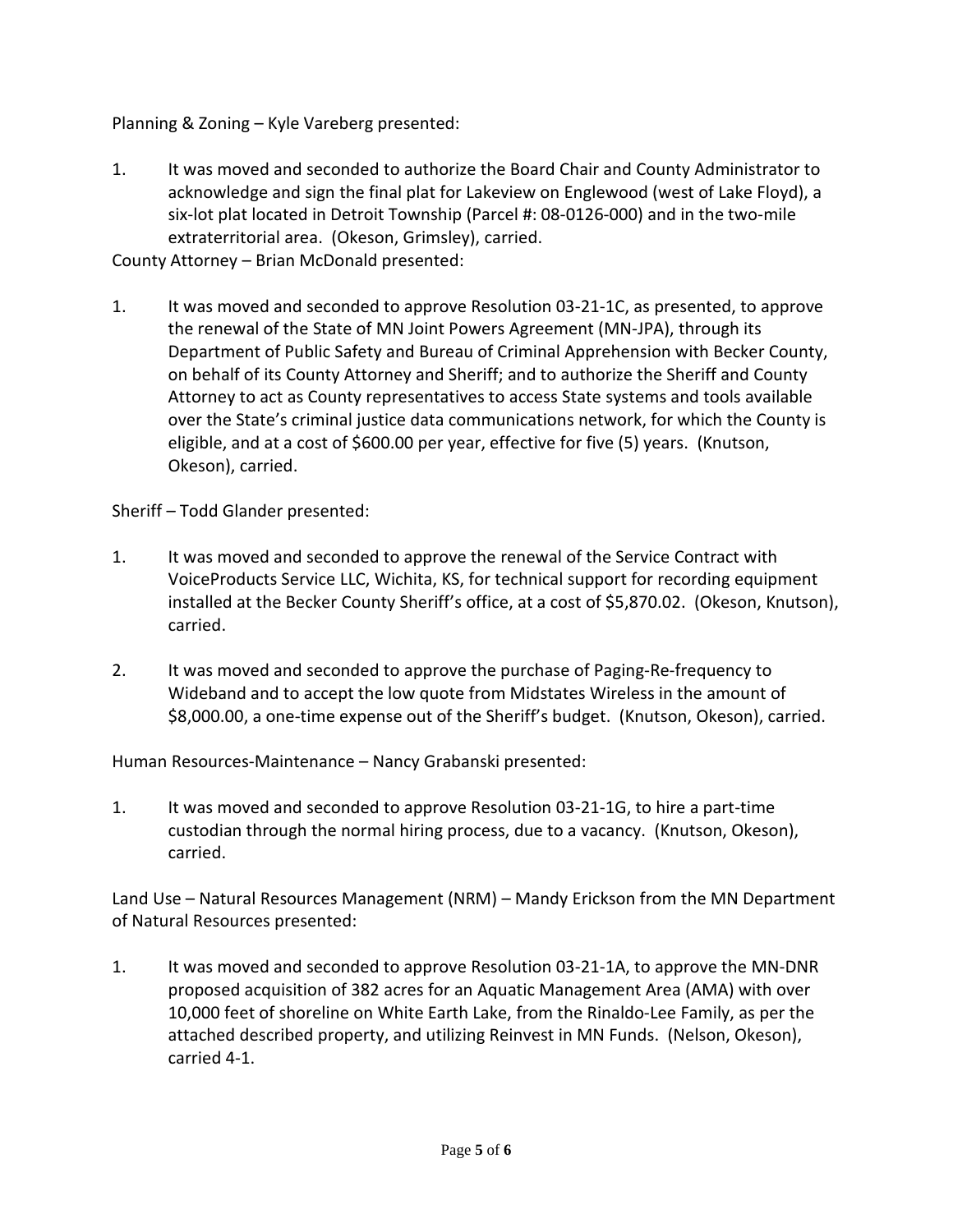Planning & Zoning – Kyle Vareberg presented:

1. It was moved and seconded to authorize the Board Chair and County Administrator to acknowledge and sign the final plat for Lakeview on Englewood (west of Lake Floyd), a six-lot plat located in Detroit Township (Parcel #: 08-0126-000) and in the two-mile extraterritorial area. (Okeson, Grimsley), carried.

County Attorney – Brian McDonald presented:

1. It was moved and seconded to approve Resolution 03-21-1C, as presented, to approve the renewal of the State of MN Joint Powers Agreement (MN-JPA), through its Department of Public Safety and Bureau of Criminal Apprehension with Becker County, on behalf of its County Attorney and Sheriff; and to authorize the Sheriff and County Attorney to act as County representatives to access State systems and tools available over the State's criminal justice data communications network, for which the County is eligible, and at a cost of $600.00 per year, effective for five (5) years. (Knutson, Okeson), carried.

Sheriff – Todd Glander presented:

1. It was moved and seconded to approve the renewal of the Service Contract with VoiceProducts Service LLC, Wichita, KS, for technical support for recording equipment installed at the Becker County Sheriff's office, at a cost of $5,870.02. (Okeson, Knutson), carried.

2. It was moved and seconded to approve the purchase of Paging-Re-frequency to Wideband and to accept the low quote from Midstates Wireless in the amount of $8,000.00, a one-time expense out of the Sheriff's budget. (Knutson, Okeson), carried.

Human Resources-Maintenance – Nancy Grabanski presented:

1. It was moved and seconded to approve Resolution 03-21-1G, to hire a part-time custodian through the normal hiring process, due to a vacancy. (Knutson, Okeson), carried.

Land Use – Natural Resources Management (NRM) – Mandy Erickson from the MN Department of Natural Resources presented:

1. It was moved and seconded to approve Resolution 03-21-1A, to approve the MN-DNR proposed acquisition of 382 acres for an Aquatic Management Area (AMA) with over 10,000 feet of shoreline on White Earth Lake, from the Rinaldo-Lee Family, as per the attached described property, and utilizing Reinvest in MN Funds. (Nelson, Okeson), carried 4-1.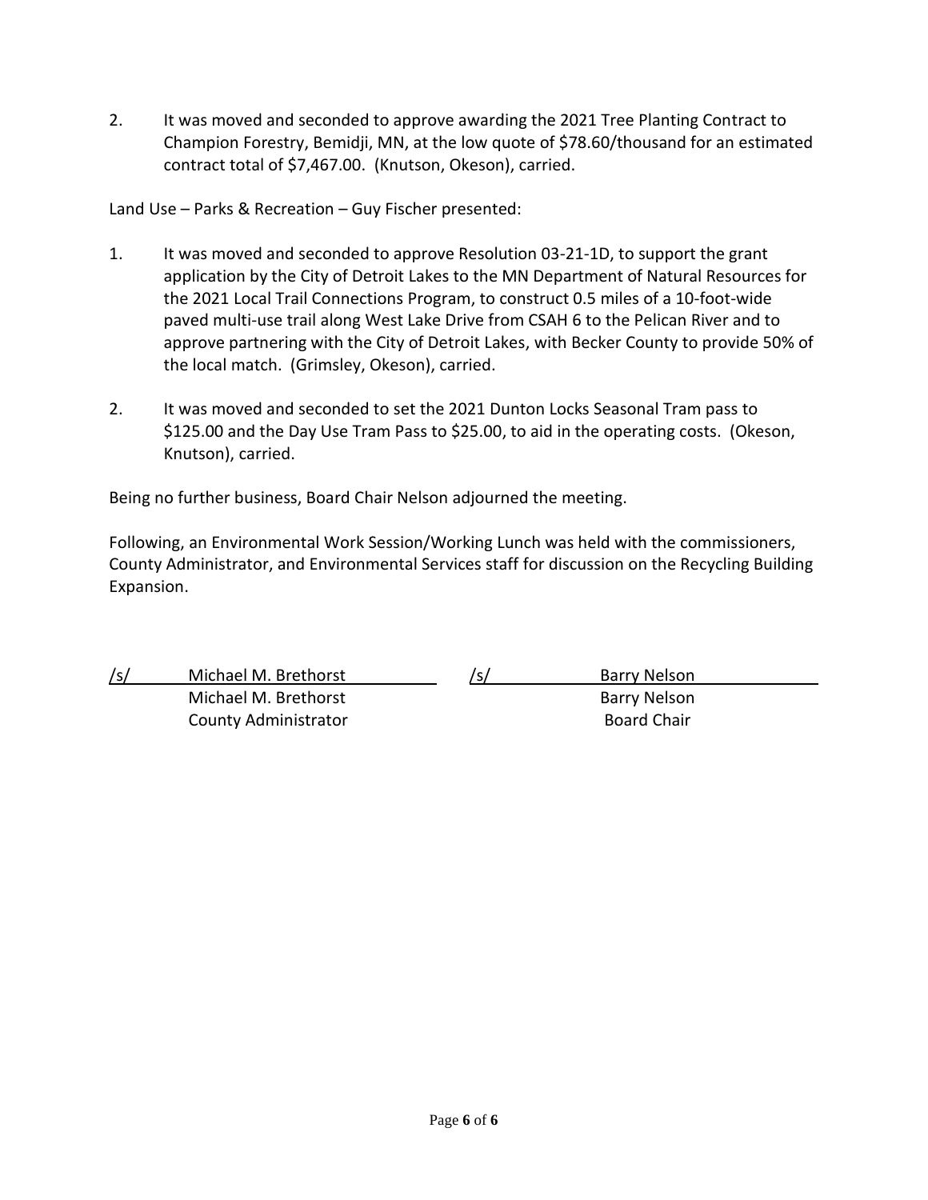2. It was moved and seconded to approve awarding the 2021 Tree Planting Contract to Champion Forestry, Bemidji, MN, at the low quote of $78.60/thousand for an estimated contract total of $7,467.00. (Knutson, Okeson), carried.

Land Use – Parks & Recreation – Guy Fischer presented:

1. It was moved and seconded to approve Resolution 03-21-1D, to support the grant application by the City of Detroit Lakes to the MN Department of Natural Resources for the 2021 Local Trail Connections Program, to construct 0.5 miles of a 10-foot-wide paved multi-use trail along West Lake Drive from CSAH 6 to the Pelican River and to approve partnering with the City of Detroit Lakes, with Becker County to provide 50% of the local match. (Grimsley, Okeson), carried.

2. It was moved and seconded to set the 2021 Dunton Locks Seasonal Tram pass to $125.00 and the Day Use Tram Pass to $25.00, to aid in the operating costs. (Okeson, Knutson), carried.

Being no further business, Board Chair Nelson adjourned the meeting.

Following, an Environmental Work Session/Working Lunch was held with the commissioners, County Administrator, and Environmental Services staff for discussion on the Recycling Building Expansion.

| | |
|---|---|
| /s/ Michael M. Brethorst | /s/ Barry Nelson |
| Michael M. Brethorst | Barry Nelson |
| County Administrator | Board Chair |